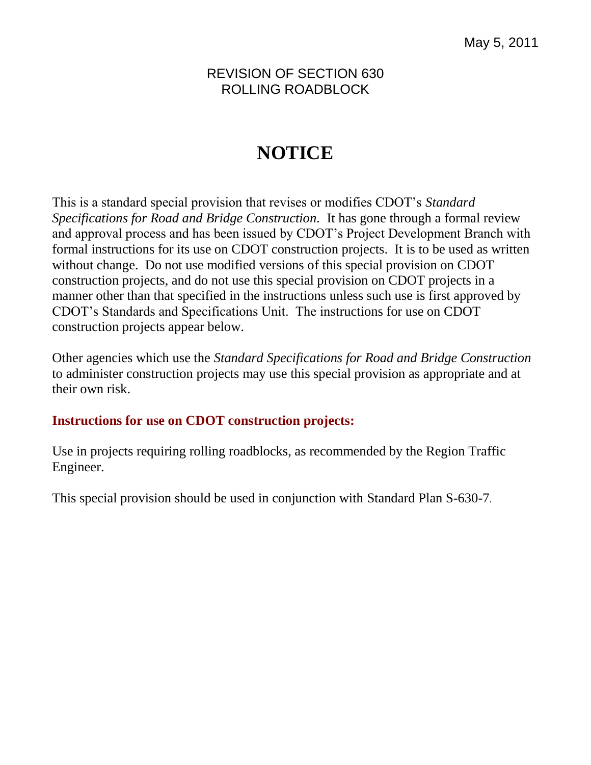May 5, 2011

REVISION OF SECTION 630
ROLLING ROADBLOCK

# NOTICE

This is a standard special provision that revises or modifies CDOT's *Standard Specifications for Road and Bridge Construction*. It has gone through a formal review and approval process and has been issued by CDOT's Project Development Branch with formal instructions for its use on CDOT construction projects. It is to be used as written without change. Do not use modified versions of this special provision on CDOT construction projects, and do not use this special provision on CDOT projects in a manner other than that specified in the instructions unless such use is first approved by CDOT's Standards and Specifications Unit. The instructions for use on CDOT construction projects appear below.

Other agencies which use the *Standard Specifications for Road and Bridge Construction* to administer construction projects may use this special provision as appropriate and at their own risk.

**Instructions for use on CDOT construction projects:**

Use in projects requiring rolling roadblocks, as recommended by the Region Traffic Engineer.

This special provision should be used in conjunction with Standard Plan S-630-7.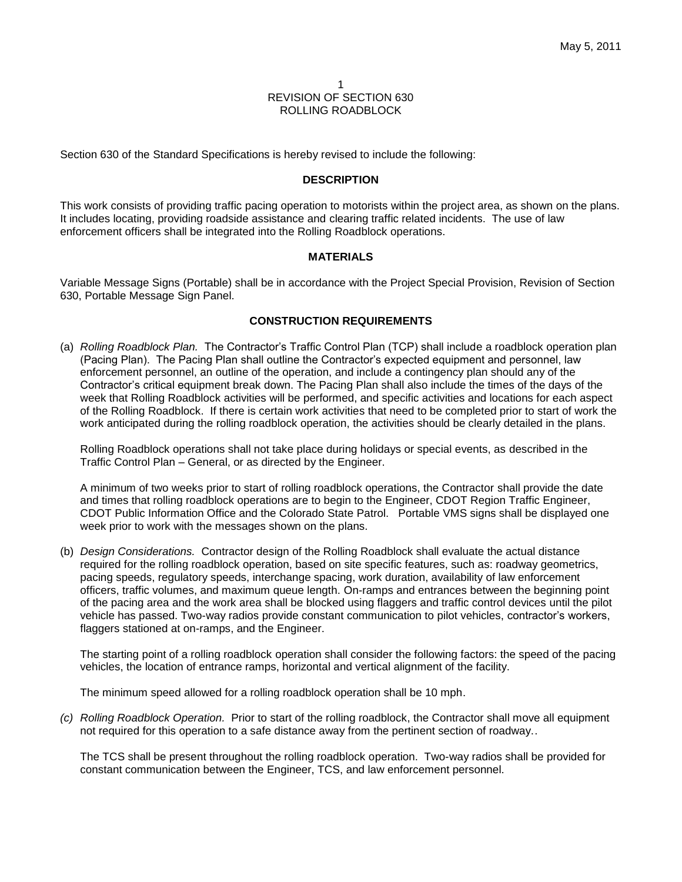May 5, 2011

REVISION OF SECTION 630
ROLLING ROADBLOCK

Section 630 of the Standard Specifications is hereby revised to include the following:

**DESCRIPTION**

This work consists of providing traffic pacing operation to motorists within the project area, as shown on the plans. It includes locating, providing roadside assistance and clearing traffic related incidents. The use of law enforcement officers shall be integrated into the Rolling Roadblock operations.

**MATERIALS**

Variable Message Signs (Portable) shall be in accordance with the Project Special Provision, Revision of Section 630, Portable Message Sign Panel.

**CONSTRUCTION REQUIREMENTS**

(a) *Rolling Roadblock Plan.* The Contractor's Traffic Control Plan (TCP) shall include a roadblock operation plan (Pacing Plan). The Pacing Plan shall outline the Contractor's expected equipment and personnel, law enforcement personnel, an outline of the operation, and include a contingency plan should any of the Contractor's critical equipment break down. The Pacing Plan shall also include the times of the days of the week that Rolling Roadblock activities will be performed, and specific activities and locations for each aspect of the Rolling Roadblock. If there is certain work activities that need to be completed prior to start of work the work anticipated during the rolling roadblock operation, the activities should be clearly detailed in the plans.

Rolling Roadblock operations shall not take place during holidays or special events, as described in the Traffic Control Plan – General, or as directed by the Engineer.

A minimum of two weeks prior to start of rolling roadblock operations, the Contractor shall provide the date and times that rolling roadblock operations are to begin to the Engineer, CDOT Region Traffic Engineer, CDOT Public Information Office and the Colorado State Patrol. Portable VMS signs shall be displayed one week prior to work with the messages shown on the plans.

(b) *Design Considerations.* Contractor design of the Rolling Roadblock shall evaluate the actual distance required for the rolling roadblock operation, based on site specific features, such as: roadway geometrics, pacing speeds, regulatory speeds, interchange spacing, work duration, availability of law enforcement officers, traffic volumes, and maximum queue length. On-ramps and entrances between the beginning point of the pacing area and the work area shall be blocked using flaggers and traffic control devices until the pilot vehicle has passed. Two-way radios provide constant communication to pilot vehicles, contractor's workers, flaggers stationed at on-ramps, and the Engineer.

The starting point of a rolling roadblock operation shall consider the following factors: the speed of the pacing vehicles, the location of entrance ramps, horizontal and vertical alignment of the facility.

The minimum speed allowed for a rolling roadblock operation shall be 10 mph.

(c) *Rolling Roadblock Operation.* Prior to start of the rolling roadblock, the Contractor shall move all equipment not required for this operation to a safe distance away from the pertinent section of roadway..

The TCS shall be present throughout the rolling roadblock operation. Two-way radios shall be provided for constant communication between the Engineer, TCS, and law enforcement personnel.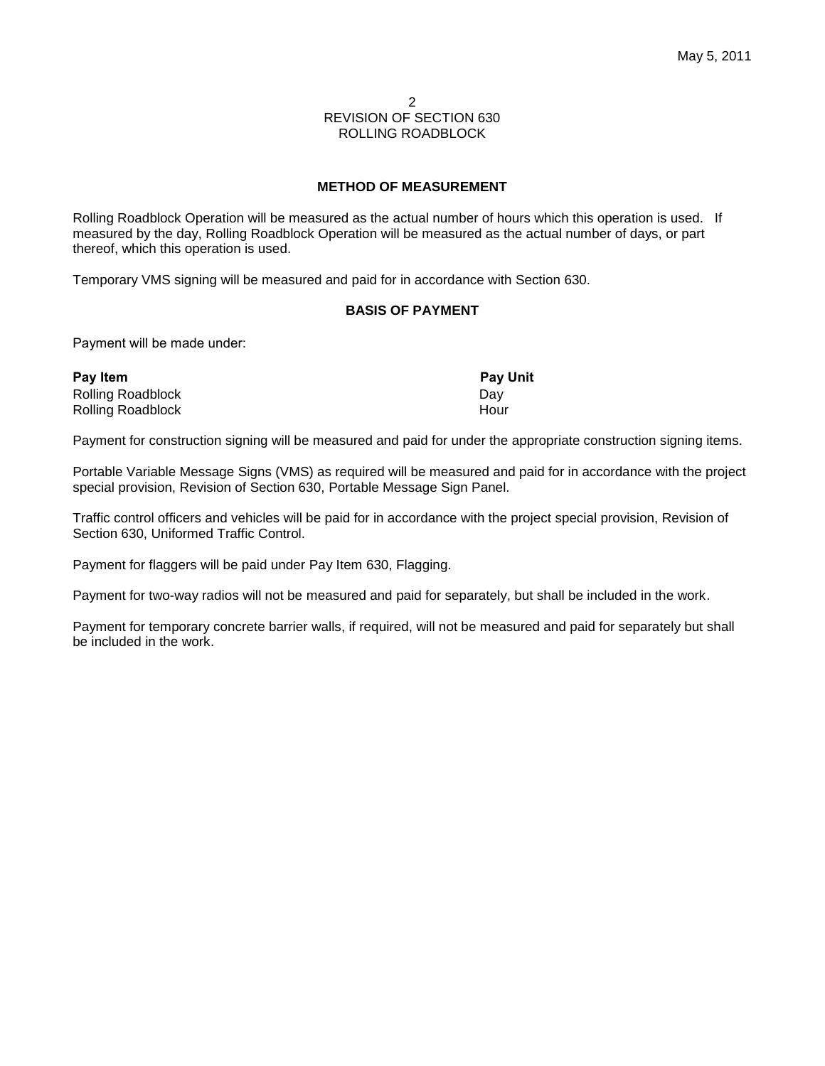### METHOD OF MEASUREMENT

Rolling Roadblock Operation will be measured as the actual number of hours which this operation is used. If measured by the day, Rolling Roadblock Operation will be measured as the actual number of days, or part thereof, which this operation is used.

Temporary VMS signing will be measured and paid for in accordance with Section 630.

### BASIS OF PAYMENT

Payment will be made under:

| Pay Item | Pay Unit |
|---|---|
| Rolling Roadblock | Day |
| Rolling Roadblock | Hour |

Payment for construction signing will be measured and paid for under the appropriate construction signing items.

Portable Variable Message Signs (VMS) as required will be measured and paid for in accordance with the project special provision, Revision of Section 630, Portable Message Sign Panel.

Traffic control officers and vehicles will be paid for in accordance with the project special provision, Revision of Section 630, Uniformed Traffic Control.

Payment for flaggers will be paid under Pay Item 630, Flagging.

Payment for two-way radios will not be measured and paid for separately, but shall be included in the work.

Payment for temporary concrete barrier walls, if required, will not be measured and paid for separately but shall be included in the work.